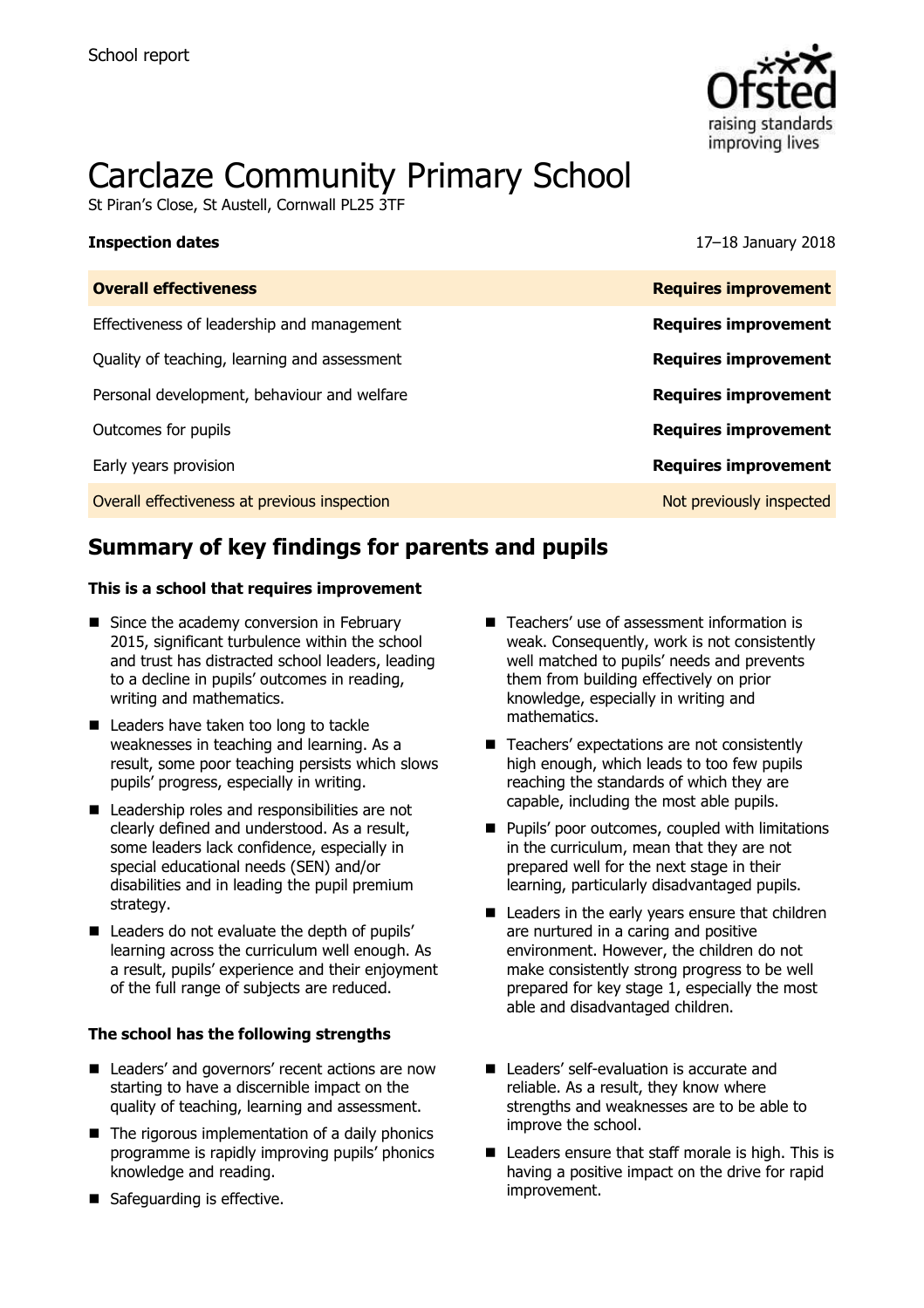School report

# Carclaze Community Primary School

St Piran's Close, St Austell, Cornwall PL25 3TF

**Inspection dates** 17–18 January 2018

| **Overall effectiveness** | **Requires improvement** |
| --- | --- |
| Effectiveness of leadership and management | **Requires improvement** |
| Quality of teaching, learning and assessment | **Requires improvement** |
| Personal development, behaviour and welfare | **Requires improvement** |
| Outcomes for pupils | **Requires improvement** |
| Early years provision | **Requires improvement** |
| Overall effectiveness at previous inspection | Not previously inspected |

## Summary of key findings for parents and pupils

**This is a school that requires improvement**

- Since the academy conversion in February 2015, significant turbulence within the school and trust has distracted school leaders, leading to a decline in pupils' outcomes in reading, writing and mathematics.
- Leaders have taken too long to tackle weaknesses in teaching and learning. As a result, some poor teaching persists which slows pupils' progress, especially in writing.
- Leadership roles and responsibilities are not clearly defined and understood. As a result, some leaders lack confidence, especially in special educational needs (SEN) and/or disabilities and in leading the pupil premium strategy.
- Leaders do not evaluate the depth of pupils' learning across the curriculum well enough. As a result, pupils' experience and their enjoyment of the full range of subjects are reduced.
- Teachers' use of assessment information is weak. Consequently, work is not consistently well matched to pupils' needs and prevents them from building effectively on prior knowledge, especially in writing and mathematics.
- Teachers' expectations are not consistently high enough, which leads to too few pupils reaching the standards of which they are capable, including the most able pupils.
- Pupils' poor outcomes, coupled with limitations in the curriculum, mean that they are not prepared well for the next stage in their learning, particularly disadvantaged pupils.
- Leaders in the early years ensure that children are nurtured in a caring and positive environment. However, the children do not make consistently strong progress to be well prepared for key stage 1, especially the most able and disadvantaged children.

**The school has the following strengths**

- Leaders' and governors' recent actions are now starting to have a discernible impact on the quality of teaching, learning and assessment.
- The rigorous implementation of a daily phonics programme is rapidly improving pupils' phonics knowledge and reading.
- Safeguarding is effective.
- Leaders' self-evaluation is accurate and reliable. As a result, they know where strengths and weaknesses are to be able to improve the school.
- Leaders ensure that staff morale is high. This is having a positive impact on the drive for rapid improvement.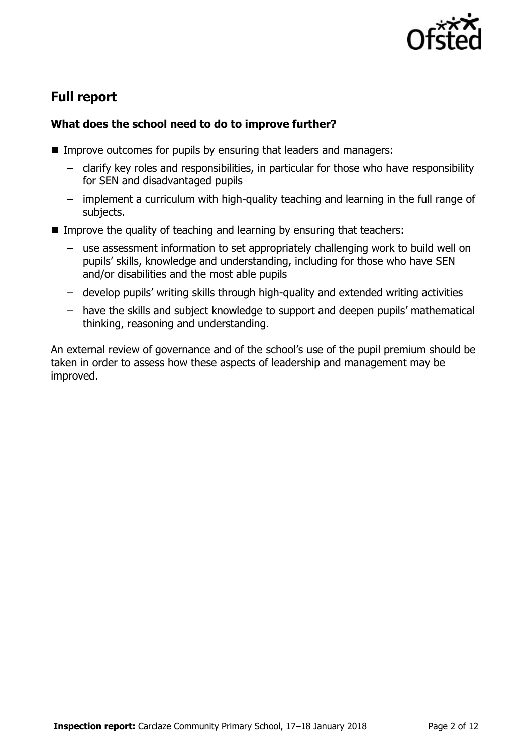## Full report

### What does the school need to do to improve further?

- Improve outcomes for pupils by ensuring that leaders and managers:
  - clarify key roles and responsibilities, in particular for those who have responsibility for SEN and disadvantaged pupils
  - implement a curriculum with high-quality teaching and learning in the full range of subjects.
- Improve the quality of teaching and learning by ensuring that teachers:
  - use assessment information to set appropriately challenging work to build well on pupils' skills, knowledge and understanding, including for those who have SEN and/or disabilities and the most able pupils
  - develop pupils' writing skills through high-quality and extended writing activities
  - have the skills and subject knowledge to support and deepen pupils' mathematical thinking, reasoning and understanding.

An external review of governance and of the school's use of the pupil premium should be taken in order to assess how these aspects of leadership and management may be improved.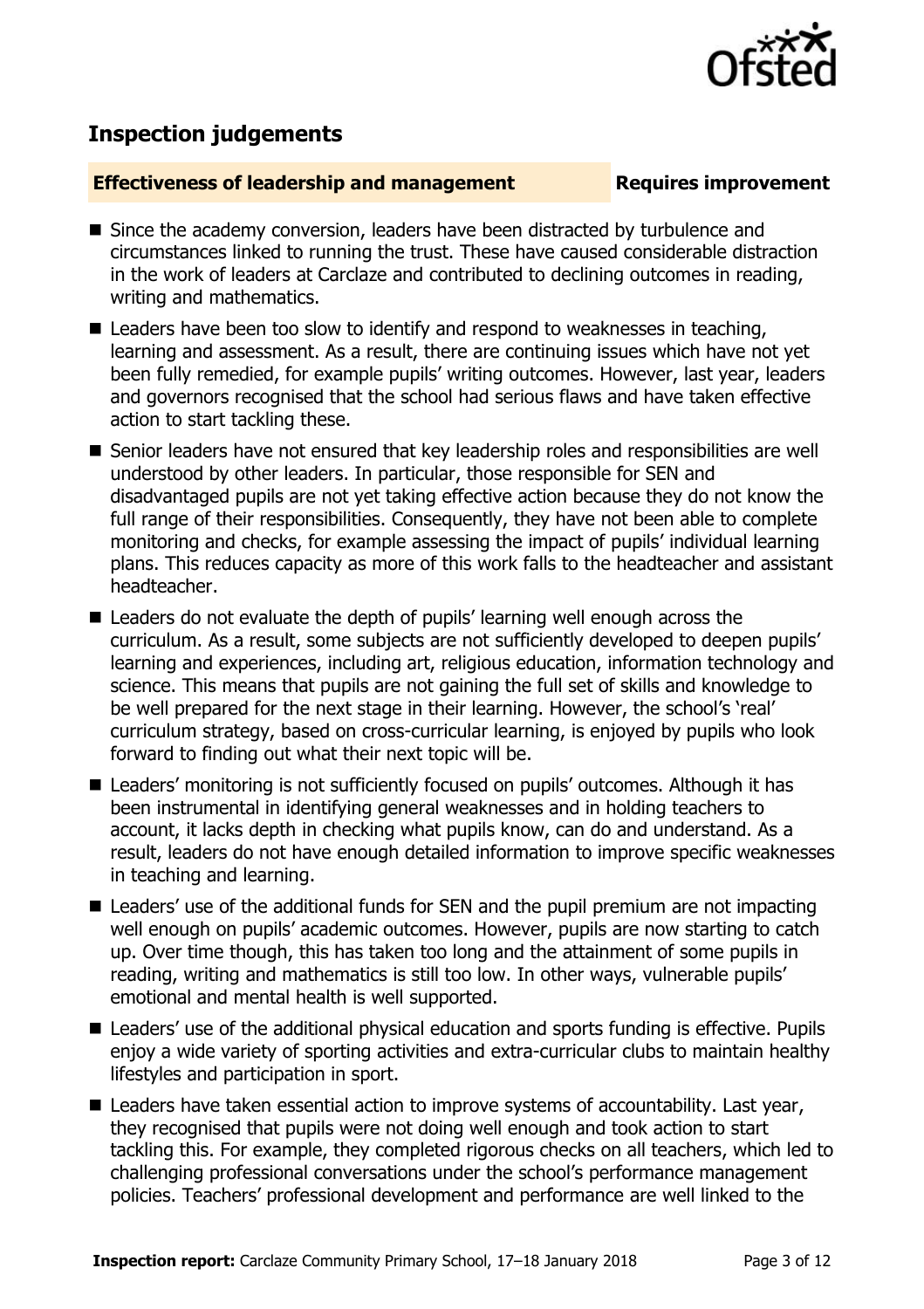## Inspection judgements

**Effectiveness of leadership and management** **Requires improvement**

- Since the academy conversion, leaders have been distracted by turbulence and circumstances linked to running the trust. These have caused considerable distraction in the work of leaders at Carclaze and contributed to declining outcomes in reading, writing and mathematics.
- Leaders have been too slow to identify and respond to weaknesses in teaching, learning and assessment. As a result, there are continuing issues which have not yet been fully remedied, for example pupils' writing outcomes. However, last year, leaders and governors recognised that the school had serious flaws and have taken effective action to start tackling these.
- Senior leaders have not ensured that key leadership roles and responsibilities are well understood by other leaders. In particular, those responsible for SEN and disadvantaged pupils are not yet taking effective action because they do not know the full range of their responsibilities. Consequently, they have not been able to complete monitoring and checks, for example assessing the impact of pupils' individual learning plans. This reduces capacity as more of this work falls to the headteacher and assistant headteacher.
- Leaders do not evaluate the depth of pupils' learning well enough across the curriculum. As a result, some subjects are not sufficiently developed to deepen pupils' learning and experiences, including art, religious education, information technology and science. This means that pupils are not gaining the full set of skills and knowledge to be well prepared for the next stage in their learning. However, the school's 'real' curriculum strategy, based on cross-curricular learning, is enjoyed by pupils who look forward to finding out what their next topic will be.
- Leaders' monitoring is not sufficiently focused on pupils' outcomes. Although it has been instrumental in identifying general weaknesses and in holding teachers to account, it lacks depth in checking what pupils know, can do and understand. As a result, leaders do not have enough detailed information to improve specific weaknesses in teaching and learning.
- Leaders' use of the additional funds for SEN and the pupil premium are not impacting well enough on pupils' academic outcomes. However, pupils are now starting to catch up. Over time though, this has taken too long and the attainment of some pupils in reading, writing and mathematics is still too low. In other ways, vulnerable pupils' emotional and mental health is well supported.
- Leaders' use of the additional physical education and sports funding is effective. Pupils enjoy a wide variety of sporting activities and extra-curricular clubs to maintain healthy lifestyles and participation in sport.
- Leaders have taken essential action to improve systems of accountability. Last year, they recognised that pupils were not doing well enough and took action to start tackling this. For example, they completed rigorous checks on all teachers, which led to challenging professional conversations under the school's performance management policies. Teachers' professional development and performance are well linked to the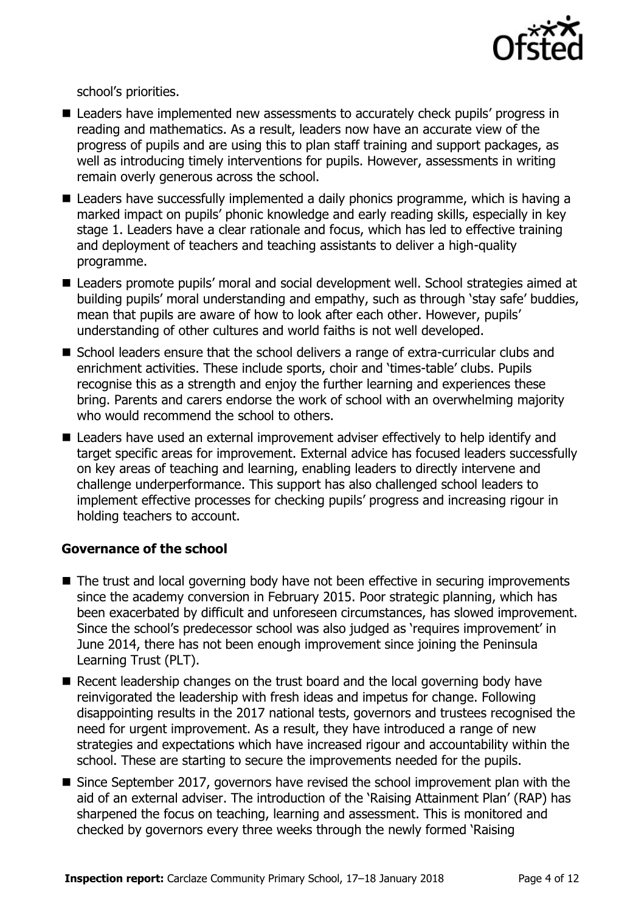school's priorities.

- Leaders have implemented new assessments to accurately check pupils' progress in reading and mathematics. As a result, leaders now have an accurate view of the progress of pupils and are using this to plan staff training and support packages, as well as introducing timely interventions for pupils. However, assessments in writing remain overly generous across the school.
- Leaders have successfully implemented a daily phonics programme, which is having a marked impact on pupils' phonic knowledge and early reading skills, especially in key stage 1. Leaders have a clear rationale and focus, which has led to effective training and deployment of teachers and teaching assistants to deliver a high-quality programme.
- Leaders promote pupils' moral and social development well. School strategies aimed at building pupils' moral understanding and empathy, such as through 'stay safe' buddies, mean that pupils are aware of how to look after each other. However, pupils' understanding of other cultures and world faiths is not well developed.
- School leaders ensure that the school delivers a range of extra-curricular clubs and enrichment activities. These include sports, choir and 'times-table' clubs. Pupils recognise this as a strength and enjoy the further learning and experiences these bring. Parents and carers endorse the work of school with an overwhelming majority who would recommend the school to others.
- Leaders have used an external improvement adviser effectively to help identify and target specific areas for improvement. External advice has focused leaders successfully on key areas of teaching and learning, enabling leaders to directly intervene and challenge underperformance. This support has also challenged school leaders to implement effective processes for checking pupils' progress and increasing rigour in holding teachers to account.

### Governance of the school

- The trust and local governing body have not been effective in securing improvements since the academy conversion in February 2015. Poor strategic planning, which has been exacerbated by difficult and unforeseen circumstances, has slowed improvement. Since the school's predecessor school was also judged as 'requires improvement' in June 2014, there has not been enough improvement since joining the Peninsula Learning Trust (PLT).
- Recent leadership changes on the trust board and the local governing body have reinvigorated the leadership with fresh ideas and impetus for change. Following disappointing results in the 2017 national tests, governors and trustees recognised the need for urgent improvement. As a result, they have introduced a range of new strategies and expectations which have increased rigour and accountability within the school. These are starting to secure the improvements needed for the pupils.
- Since September 2017, governors have revised the school improvement plan with the aid of an external adviser. The introduction of the 'Raising Attainment Plan' (RAP) has sharpened the focus on teaching, learning and assessment. This is monitored and checked by governors every three weeks through the newly formed 'Raising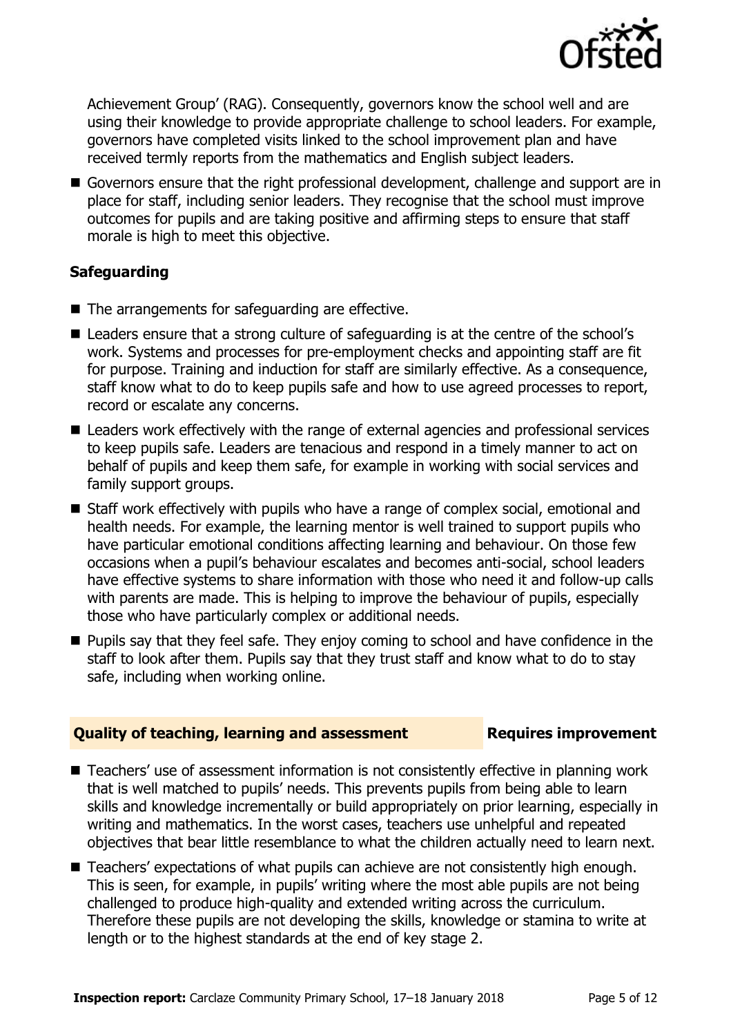Achievement Group' (RAG). Consequently, governors know the school well and are using their knowledge to provide appropriate challenge to school leaders. For example, governors have completed visits linked to the school improvement plan and have received termly reports from the mathematics and English subject leaders.

- Governors ensure that the right professional development, challenge and support are in place for staff, including senior leaders. They recognise that the school must improve outcomes for pupils and are taking positive and affirming steps to ensure that staff morale is high to meet this objective.

### Safeguarding

- The arrangements for safeguarding are effective.
- Leaders ensure that a strong culture of safeguarding is at the centre of the school's work. Systems and processes for pre-employment checks and appointing staff are fit for purpose. Training and induction for staff are similarly effective. As a consequence, staff know what to do to keep pupils safe and how to use agreed processes to report, record or escalate any concerns.
- Leaders work effectively with the range of external agencies and professional services to keep pupils safe. Leaders are tenacious and respond in a timely manner to act on behalf of pupils and keep them safe, for example in working with social services and family support groups.
- Staff work effectively with pupils who have a range of complex social, emotional and health needs. For example, the learning mentor is well trained to support pupils who have particular emotional conditions affecting learning and behaviour. On those few occasions when a pupil's behaviour escalates and becomes anti-social, school leaders have effective systems to share information with those who need it and follow-up calls with parents are made. This is helping to improve the behaviour of pupils, especially those who have particularly complex or additional needs.
- Pupils say that they feel safe. They enjoy coming to school and have confidence in the staff to look after them. Pupils say that they trust staff and know what to do to stay safe, including when working online.

## Quality of teaching, learning and assessment — Requires improvement

- Teachers' use of assessment information is not consistently effective in planning work that is well matched to pupils' needs. This prevents pupils from being able to learn skills and knowledge incrementally or build appropriately on prior learning, especially in writing and mathematics. In the worst cases, teachers use unhelpful and repeated objectives that bear little resemblance to what the children actually need to learn next.
- Teachers' expectations of what pupils can achieve are not consistently high enough. This is seen, for example, in pupils' writing where the most able pupils are not being challenged to produce high-quality and extended writing across the curriculum. Therefore these pupils are not developing the skills, knowledge or stamina to write at length or to the highest standards at the end of key stage 2.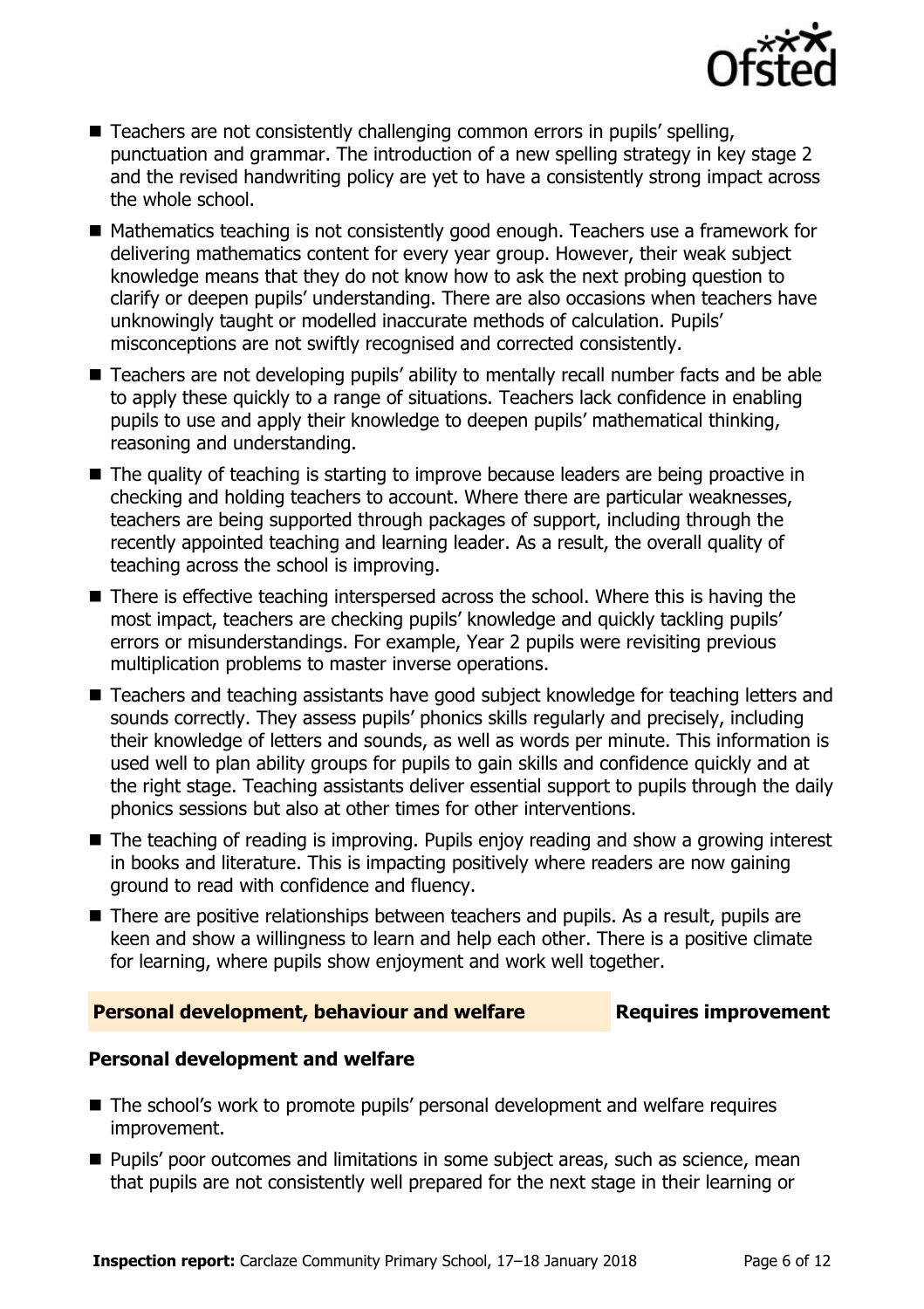- Teachers are not consistently challenging common errors in pupils' spelling, punctuation and grammar. The introduction of a new spelling strategy in key stage 2 and the revised handwriting policy are yet to have a consistently strong impact across the whole school.
- Mathematics teaching is not consistently good enough. Teachers use a framework for delivering mathematics content for every year group. However, their weak subject knowledge means that they do not know how to ask the next probing question to clarify or deepen pupils' understanding. There are also occasions when teachers have unknowingly taught or modelled inaccurate methods of calculation. Pupils' misconceptions are not swiftly recognised and corrected consistently.
- Teachers are not developing pupils' ability to mentally recall number facts and be able to apply these quickly to a range of situations. Teachers lack confidence in enabling pupils to use and apply their knowledge to deepen pupils' mathematical thinking, reasoning and understanding.
- The quality of teaching is starting to improve because leaders are being proactive in checking and holding teachers to account. Where there are particular weaknesses, teachers are being supported through packages of support, including through the recently appointed teaching and learning leader. As a result, the overall quality of teaching across the school is improving.
- There is effective teaching interspersed across the school. Where this is having the most impact, teachers are checking pupils' knowledge and quickly tackling pupils' errors or misunderstandings. For example, Year 2 pupils were revisiting previous multiplication problems to master inverse operations.
- Teachers and teaching assistants have good subject knowledge for teaching letters and sounds correctly. They assess pupils' phonics skills regularly and precisely, including their knowledge of letters and sounds, as well as words per minute. This information is used well to plan ability groups for pupils to gain skills and confidence quickly and at the right stage. Teaching assistants deliver essential support to pupils through the daily phonics sessions but also at other times for other interventions.
- The teaching of reading is improving. Pupils enjoy reading and show a growing interest in books and literature. This is impacting positively where readers are now gaining ground to read with confidence and fluency.
- There are positive relationships between teachers and pupils. As a result, pupils are keen and show a willingness to learn and help each other. There is a positive climate for learning, where pupils show enjoyment and work well together.

## Personal development, behaviour and welfare — Requires improvement

### Personal development and welfare

- The school's work to promote pupils' personal development and welfare requires improvement.
- Pupils' poor outcomes and limitations in some subject areas, such as science, mean that pupils are not consistently well prepared for the next stage in their learning or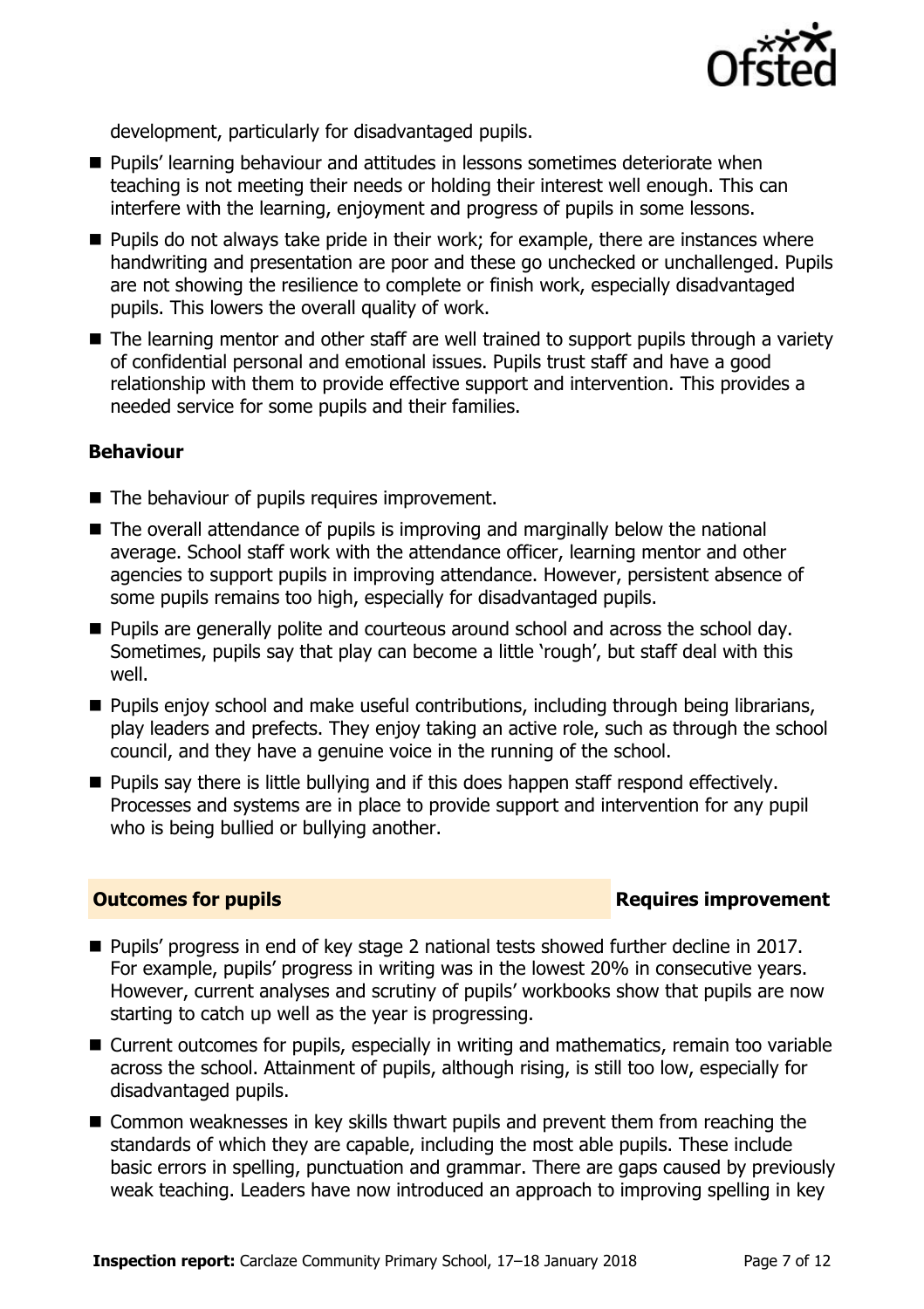development, particularly for disadvantaged pupils.

- Pupils' learning behaviour and attitudes in lessons sometimes deteriorate when teaching is not meeting their needs or holding their interest well enough. This can interfere with the learning, enjoyment and progress of pupils in some lessons.
- Pupils do not always take pride in their work; for example, there are instances where handwriting and presentation are poor and these go unchecked or unchallenged. Pupils are not showing the resilience to complete or finish work, especially disadvantaged pupils. This lowers the overall quality of work.
- The learning mentor and other staff are well trained to support pupils through a variety of confidential personal and emotional issues. Pupils trust staff and have a good relationship with them to provide effective support and intervention. This provides a needed service for some pupils and their families.

### Behaviour

- The behaviour of pupils requires improvement.
- The overall attendance of pupils is improving and marginally below the national average. School staff work with the attendance officer, learning mentor and other agencies to support pupils in improving attendance. However, persistent absence of some pupils remains too high, especially for disadvantaged pupils.
- Pupils are generally polite and courteous around school and across the school day. Sometimes, pupils say that play can become a little 'rough', but staff deal with this well.
- Pupils enjoy school and make useful contributions, including through being librarians, play leaders and prefects. They enjoy taking an active role, such as through the school council, and they have a genuine voice in the running of the school.
- Pupils say there is little bullying and if this does happen staff respond effectively. Processes and systems are in place to provide support and intervention for any pupil who is being bullied or bullying another.

## Outcomes for pupils — Requires improvement

- Pupils' progress in end of key stage 2 national tests showed further decline in 2017. For example, pupils' progress in writing was in the lowest 20% in consecutive years. However, current analyses and scrutiny of pupils' workbooks show that pupils are now starting to catch up well as the year is progressing.
- Current outcomes for pupils, especially in writing and mathematics, remain too variable across the school. Attainment of pupils, although rising, is still too low, especially for disadvantaged pupils.
- Common weaknesses in key skills thwart pupils and prevent them from reaching the standards of which they are capable, including the most able pupils. These include basic errors in spelling, punctuation and grammar. There are gaps caused by previously weak teaching. Leaders have now introduced an approach to improving spelling in key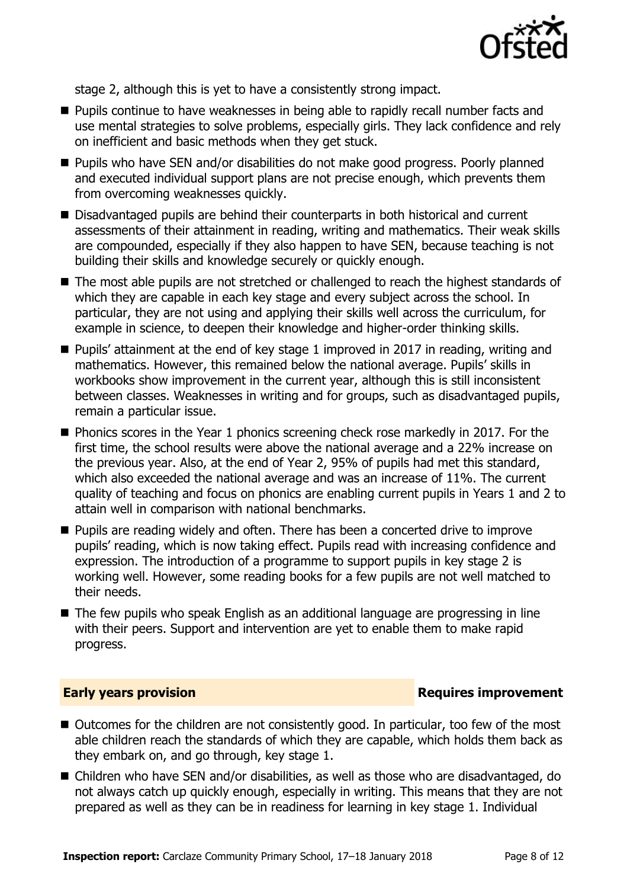stage 2, although this is yet to have a consistently strong impact.

- Pupils continue to have weaknesses in being able to rapidly recall number facts and use mental strategies to solve problems, especially girls. They lack confidence and rely on inefficient and basic methods when they get stuck.
- Pupils who have SEN and/or disabilities do not make good progress. Poorly planned and executed individual support plans are not precise enough, which prevents them from overcoming weaknesses quickly.
- Disadvantaged pupils are behind their counterparts in both historical and current assessments of their attainment in reading, writing and mathematics. Their weak skills are compounded, especially if they also happen to have SEN, because teaching is not building their skills and knowledge securely or quickly enough.
- The most able pupils are not stretched or challenged to reach the highest standards of which they are capable in each key stage and every subject across the school. In particular, they are not using and applying their skills well across the curriculum, for example in science, to deepen their knowledge and higher-order thinking skills.
- Pupils' attainment at the end of key stage 1 improved in 2017 in reading, writing and mathematics. However, this remained below the national average. Pupils' skills in workbooks show improvement in the current year, although this is still inconsistent between classes. Weaknesses in writing and for groups, such as disadvantaged pupils, remain a particular issue.
- Phonics scores in the Year 1 phonics screening check rose markedly in 2017. For the first time, the school results were above the national average and a 22% increase on the previous year. Also, at the end of Year 2, 95% of pupils had met this standard, which also exceeded the national average and was an increase of 11%. The current quality of teaching and focus on phonics are enabling current pupils in Years 1 and 2 to attain well in comparison with national benchmarks.
- Pupils are reading widely and often. There has been a concerted drive to improve pupils' reading, which is now taking effect. Pupils read with increasing confidence and expression. The introduction of a programme to support pupils in key stage 2 is working well. However, some reading books for a few pupils are not well matched to their needs.
- The few pupils who speak English as an additional language are progressing in line with their peers. Support and intervention are yet to enable them to make rapid progress.

## Early years provision — Requires improvement

- Outcomes for the children are not consistently good. In particular, too few of the most able children reach the standards of which they are capable, which holds them back as they embark on, and go through, key stage 1.
- Children who have SEN and/or disabilities, as well as those who are disadvantaged, do not always catch up quickly enough, especially in writing. This means that they are not prepared as well as they can be in readiness for learning in key stage 1. Individual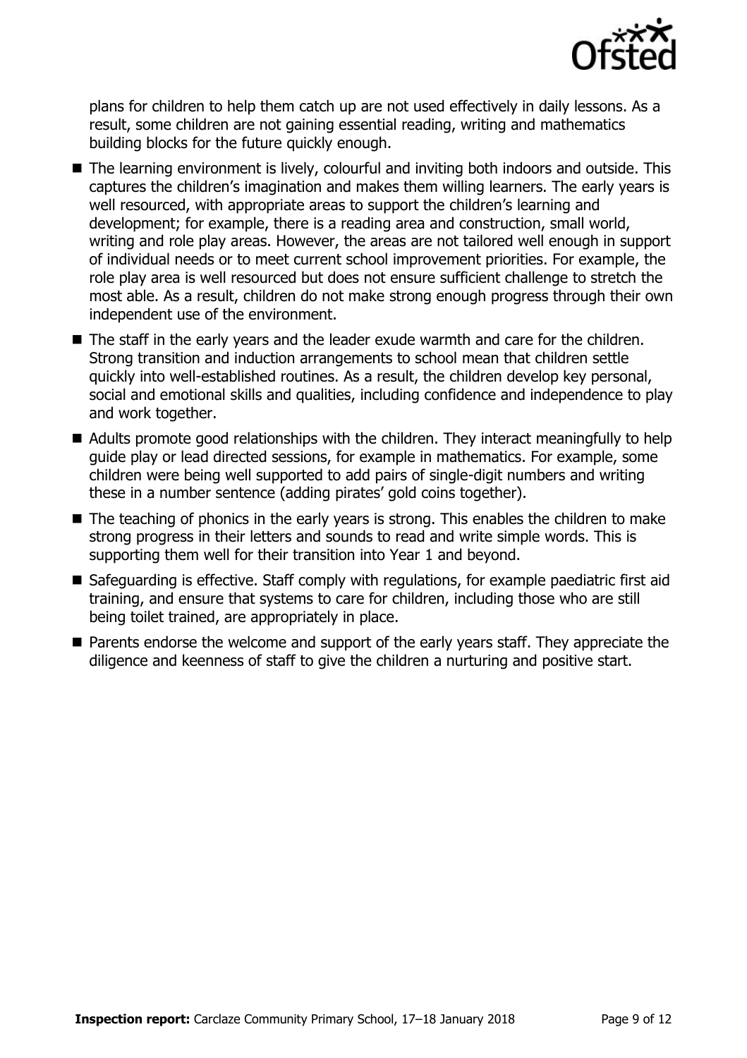plans for children to help them catch up are not used effectively in daily lessons. As a result, some children are not gaining essential reading, writing and mathematics building blocks for the future quickly enough.

- The learning environment is lively, colourful and inviting both indoors and outside. This captures the children's imagination and makes them willing learners. The early years is well resourced, with appropriate areas to support the children's learning and development; for example, there is a reading area and construction, small world, writing and role play areas. However, the areas are not tailored well enough in support of individual needs or to meet current school improvement priorities. For example, the role play area is well resourced but does not ensure sufficient challenge to stretch the most able. As a result, children do not make strong enough progress through their own independent use of the environment.
- The staff in the early years and the leader exude warmth and care for the children. Strong transition and induction arrangements to school mean that children settle quickly into well-established routines. As a result, the children develop key personal, social and emotional skills and qualities, including confidence and independence to play and work together.
- Adults promote good relationships with the children. They interact meaningfully to help guide play or lead directed sessions, for example in mathematics. For example, some children were being well supported to add pairs of single-digit numbers and writing these in a number sentence (adding pirates' gold coins together).
- The teaching of phonics in the early years is strong. This enables the children to make strong progress in their letters and sounds to read and write simple words. This is supporting them well for their transition into Year 1 and beyond.
- Safeguarding is effective. Staff comply with regulations, for example paediatric first aid training, and ensure that systems to care for children, including those who are still being toilet trained, are appropriately in place.
- Parents endorse the welcome and support of the early years staff. They appreciate the diligence and keenness of staff to give the children a nurturing and positive start.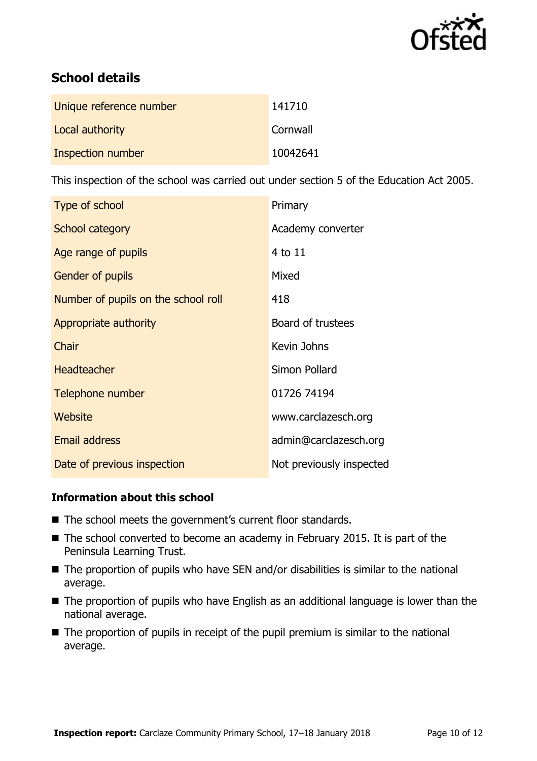## School details

| | |
|---|---|
| Unique reference number | 141710 |
| Local authority | Cornwall |
| Inspection number | 10042641 |

This inspection of the school was carried out under section 5 of the Education Act 2005.

| | |
|---|---|
| Type of school | Primary |
| School category | Academy converter |
| Age range of pupils | 4 to 11 |
| Gender of pupils | Mixed |
| Number of pupils on the school roll | 418 |
| Appropriate authority | Board of trustees |
| Chair | Kevin Johns |
| Headteacher | Simon Pollard |
| Telephone number | 01726 74194 |
| Website | www.carclazesch.org |
| Email address | admin@carclazesch.org |
| Date of previous inspection | Not previously inspected |

### Information about this school

- The school meets the government's current floor standards.
- The school converted to become an academy in February 2015. It is part of the Peninsula Learning Trust.
- The proportion of pupils who have SEN and/or disabilities is similar to the national average.
- The proportion of pupils who have English as an additional language is lower than the national average.
- The proportion of pupils in receipt of the pupil premium is similar to the national average.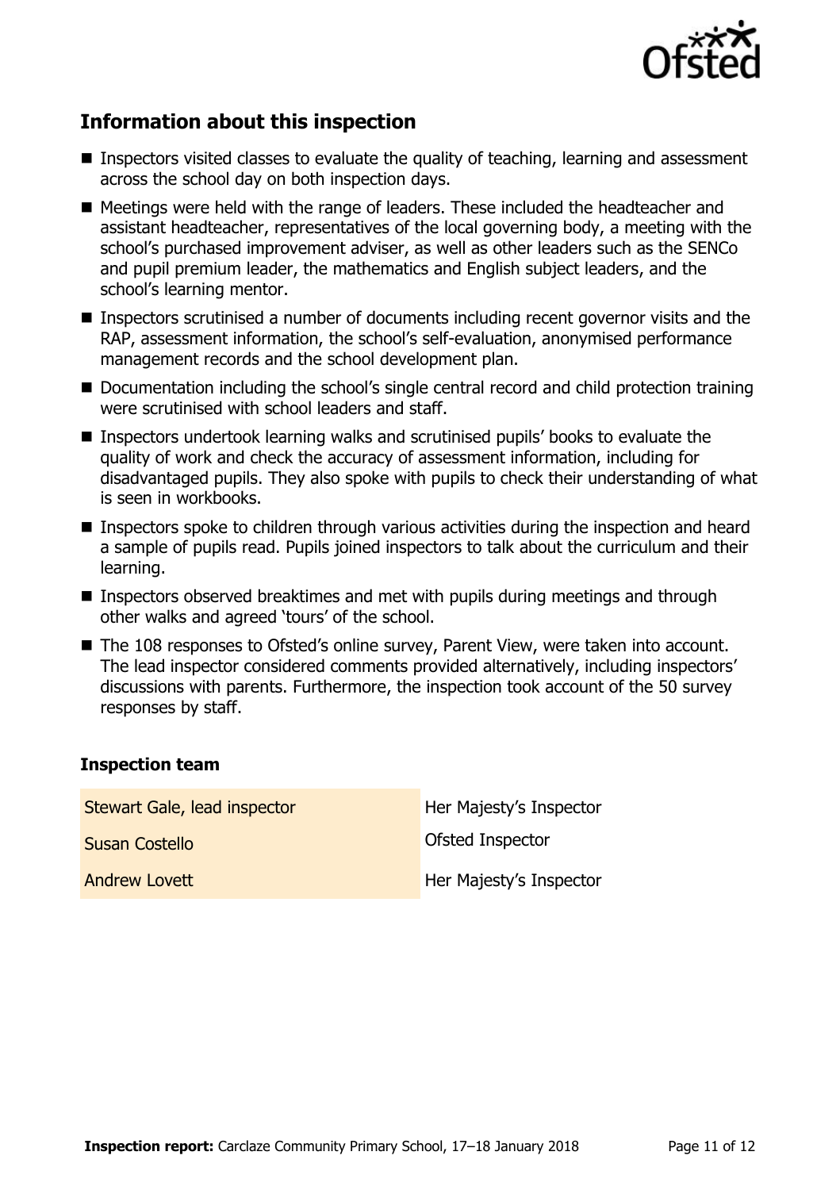## Information about this inspection

- Inspectors visited classes to evaluate the quality of teaching, learning and assessment across the school day on both inspection days.
- Meetings were held with the range of leaders. These included the headteacher and assistant headteacher, representatives of the local governing body, a meeting with the school's purchased improvement adviser, as well as other leaders such as the SENCo and pupil premium leader, the mathematics and English subject leaders, and the school's learning mentor.
- Inspectors scrutinised a number of documents including recent governor visits and the RAP, assessment information, the school's self-evaluation, anonymised performance management records and the school development plan.
- Documentation including the school's single central record and child protection training were scrutinised with school leaders and staff.
- Inspectors undertook learning walks and scrutinised pupils' books to evaluate the quality of work and check the accuracy of assessment information, including for disadvantaged pupils. They also spoke with pupils to check their understanding of what is seen in workbooks.
- Inspectors spoke to children through various activities during the inspection and heard a sample of pupils read. Pupils joined inspectors to talk about the curriculum and their learning.
- Inspectors observed breaktimes and met with pupils during meetings and through other walks and agreed 'tours' of the school.
- The 108 responses to Ofsted's online survey, Parent View, were taken into account. The lead inspector considered comments provided alternatively, including inspectors' discussions with parents. Furthermore, the inspection took account of the 50 survey responses by staff.

### Inspection team

| | |
|---|---|
| Stewart Gale, lead inspector | Her Majesty's Inspector |
| Susan Costello | Ofsted Inspector |
| Andrew Lovett | Her Majesty's Inspector |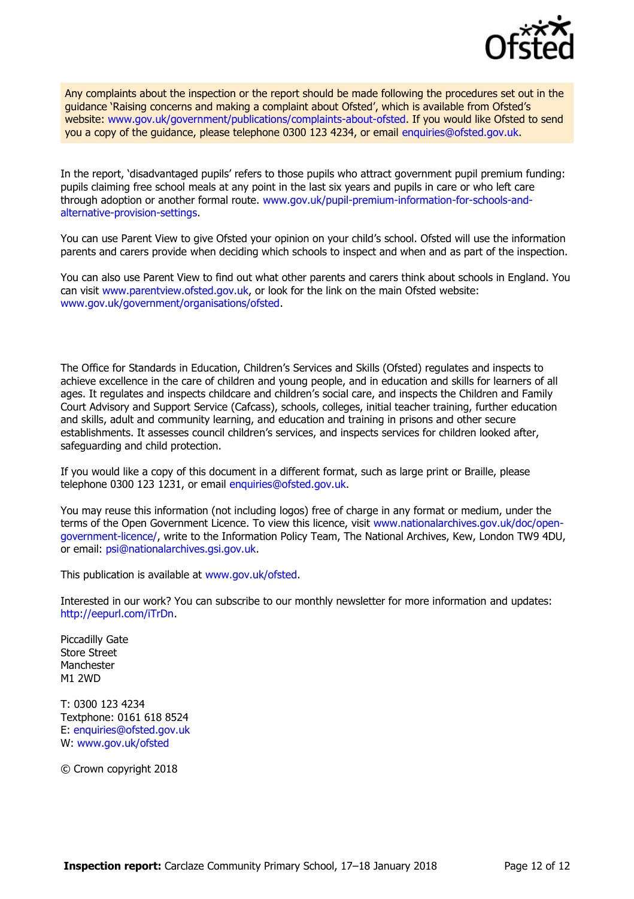Any complaints about the inspection or the report should be made following the procedures set out in the guidance 'Raising concerns and making a complaint about Ofsted', which is available from Ofsted's website: www.gov.uk/government/publications/complaints-about-ofsted. If you would like Ofsted to send you a copy of the guidance, please telephone 0300 123 4234, or email enquiries@ofsted.gov.uk.

In the report, 'disadvantaged pupils' refers to those pupils who attract government pupil premium funding: pupils claiming free school meals at any point in the last six years and pupils in care or who left care through adoption or another formal route. www.gov.uk/pupil-premium-information-for-schools-and-alternative-provision-settings.

You can use Parent View to give Ofsted your opinion on your child's school. Ofsted will use the information parents and carers provide when deciding which schools to inspect and when and as part of the inspection.

You can also use Parent View to find out what other parents and carers think about schools in England. You can visit www.parentview.ofsted.gov.uk, or look for the link on the main Ofsted website: www.gov.uk/government/organisations/ofsted.

The Office for Standards in Education, Children's Services and Skills (Ofsted) regulates and inspects to achieve excellence in the care of children and young people, and in education and skills for learners of all ages. It regulates and inspects childcare and children's social care, and inspects the Children and Family Court Advisory and Support Service (Cafcass), schools, colleges, initial teacher training, further education and skills, adult and community learning, and education and training in prisons and other secure establishments. It assesses council children's services, and inspects services for children looked after, safeguarding and child protection.

If you would like a copy of this document in a different format, such as large print or Braille, please telephone 0300 123 1231, or email enquiries@ofsted.gov.uk.

You may reuse this information (not including logos) free of charge in any format or medium, under the terms of the Open Government Licence. To view this licence, visit www.nationalarchives.gov.uk/doc/open-government-licence/, write to the Information Policy Team, The National Archives, Kew, London TW9 4DU, or email: psi@nationalarchives.gsi.gov.uk.

This publication is available at www.gov.uk/ofsted.

Interested in our work? You can subscribe to our monthly newsletter for more information and updates: http://eepurl.com/iTrDn.

Piccadilly Gate
Store Street
Manchester
M1 2WD

T: 0300 123 4234
Textphone: 0161 618 8524
E: enquiries@ofsted.gov.uk
W: www.gov.uk/ofsted

© Crown copyright 2018